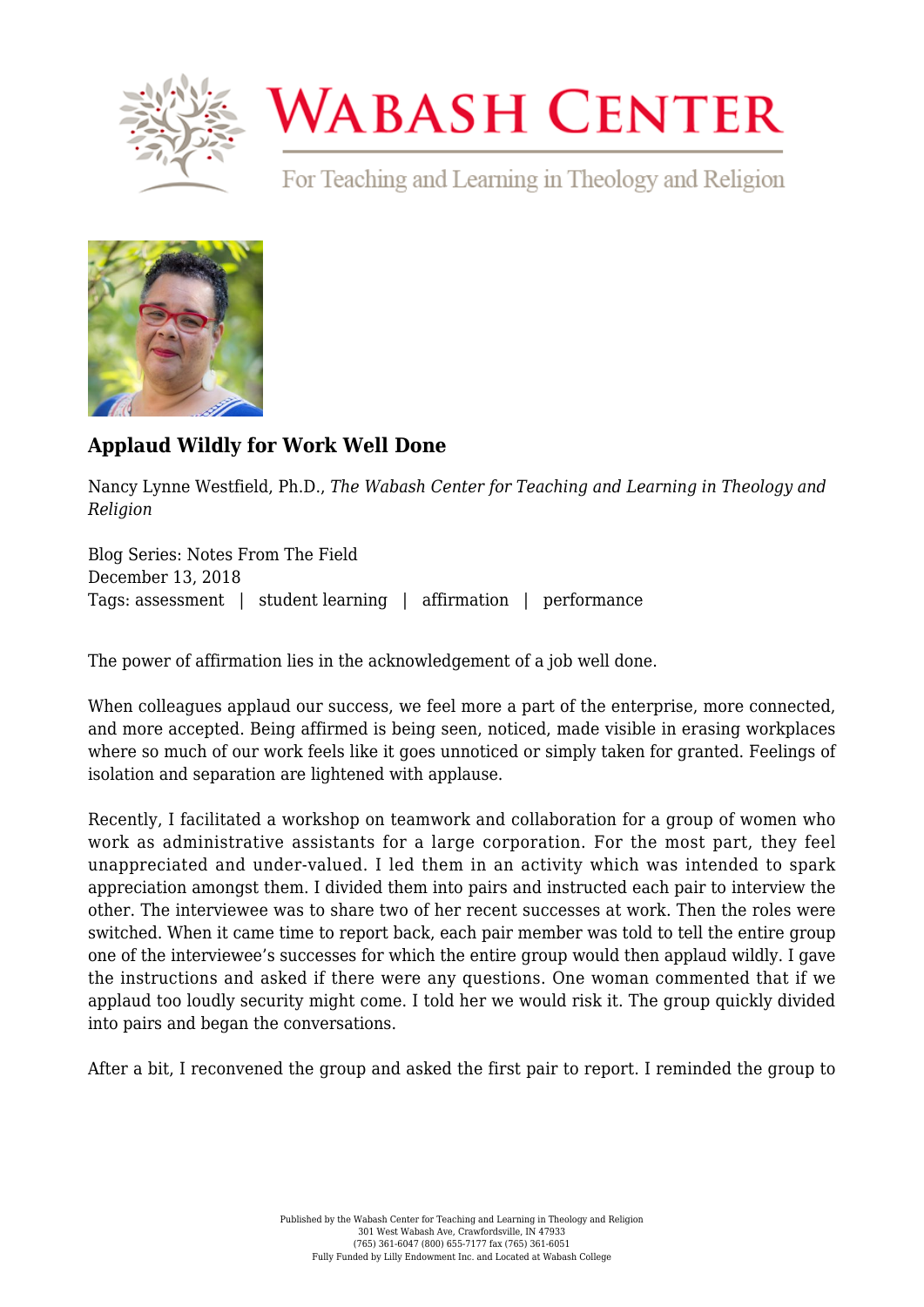# Wabash Center

For Teaching and Learning in Theology and Religion

## Applaud Wildly for Work Well Done

Nancy Lynne Westfield, Ph.D., *The Wabash Center for Teaching and Learning in Theology and Religion*

Blog Series: Notes From The Field
December 13, 2018
Tags: assessment | student learning | affirmation | performance

The power of affirmation lies in the acknowledgement of a job well done.

When colleagues applaud our success, we feel more a part of the enterprise, more connected, and more accepted. Being affirmed is being seen, noticed, made visible in erasing workplaces where so much of our work feels like it goes unnoticed or simply taken for granted. Feelings of isolation and separation are lightened with applause.

Recently, I facilitated a workshop on teamwork and collaboration for a group of women who work as administrative assistants for a large corporation. For the most part, they feel unappreciated and under-valued. I led them in an activity which was intended to spark appreciation amongst them. I divided them into pairs and instructed each pair to interview the other. The interviewee was to share two of her recent successes at work. Then the roles were switched. When it came time to report back, each pair member was told to tell the entire group one of the interviewee's successes for which the entire group would then applaud wildly. I gave the instructions and asked if there were any questions. One woman commented that if we applaud too loudly security might come. I told her we would risk it. The group quickly divided into pairs and began the conversations.

After a bit, I reconvened the group and asked the first pair to report. I reminded the group to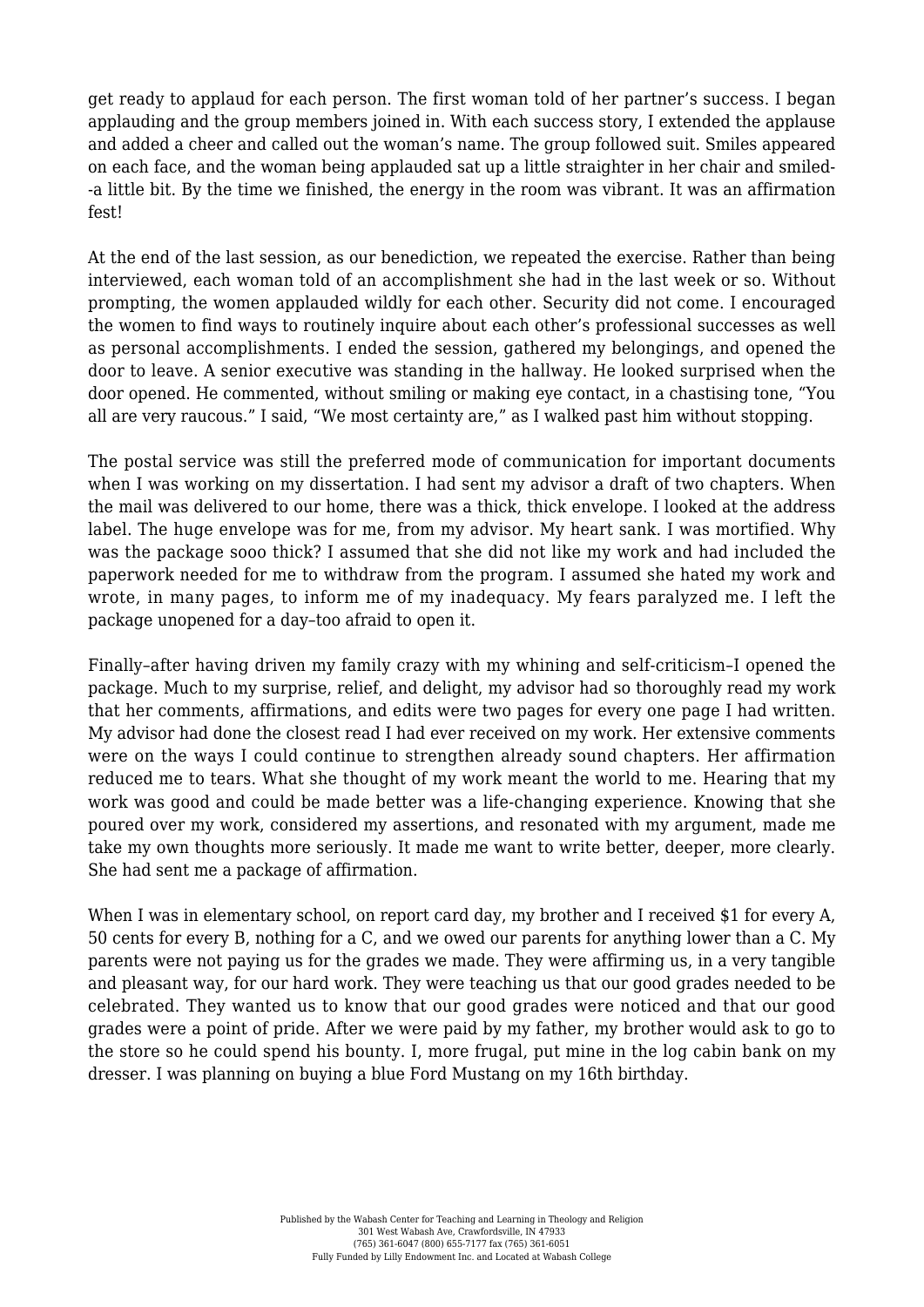get ready to applaud for each person. The first woman told of her partner's success. I began applauding and the group members joined in. With each success story, I extended the applause and added a cheer and called out the woman's name. The group followed suit. Smiles appeared on each face, and the woman being applauded sat up a little straighter in her chair and smiled--a little bit. By the time we finished, the energy in the room was vibrant. It was an affirmation fest!

At the end of the last session, as our benediction, we repeated the exercise. Rather than being interviewed, each woman told of an accomplishment she had in the last week or so. Without prompting, the women applauded wildly for each other. Security did not come. I encouraged the women to find ways to routinely inquire about each other's professional successes as well as personal accomplishments. I ended the session, gathered my belongings, and opened the door to leave. A senior executive was standing in the hallway. He looked surprised when the door opened. He commented, without smiling or making eye contact, in a chastising tone, "You all are very raucous." I said, "We most certainty are," as I walked past him without stopping.

The postal service was still the preferred mode of communication for important documents when I was working on my dissertation. I had sent my advisor a draft of two chapters. When the mail was delivered to our home, there was a thick, thick envelope. I looked at the address label. The huge envelope was for me, from my advisor. My heart sank. I was mortified. Why was the package sooo thick? I assumed that she did not like my work and had included the paperwork needed for me to withdraw from the program. I assumed she hated my work and wrote, in many pages, to inform me of my inadequacy. My fears paralyzed me. I left the package unopened for a day–too afraid to open it.

Finally–after having driven my family crazy with my whining and self-criticism–I opened the package. Much to my surprise, relief, and delight, my advisor had so thoroughly read my work that her comments, affirmations, and edits were two pages for every one page I had written. My advisor had done the closest read I had ever received on my work. Her extensive comments were on the ways I could continue to strengthen already sound chapters. Her affirmation reduced me to tears. What she thought of my work meant the world to me. Hearing that my work was good and could be made better was a life-changing experience. Knowing that she poured over my work, considered my assertions, and resonated with my argument, made me take my own thoughts more seriously. It made me want to write better, deeper, more clearly. She had sent me a package of affirmation.

When I was in elementary school, on report card day, my brother and I received $1 for every A, 50 cents for every B, nothing for a C, and we owed our parents for anything lower than a C. My parents were not paying us for the grades we made. They were affirming us, in a very tangible and pleasant way, for our hard work. They were teaching us that our good grades needed to be celebrated. They wanted us to know that our good grades were noticed and that our good grades were a point of pride. After we were paid by my father, my brother would ask to go to the store so he could spend his bounty. I, more frugal, put mine in the log cabin bank on my dresser. I was planning on buying a blue Ford Mustang on my 16th birthday.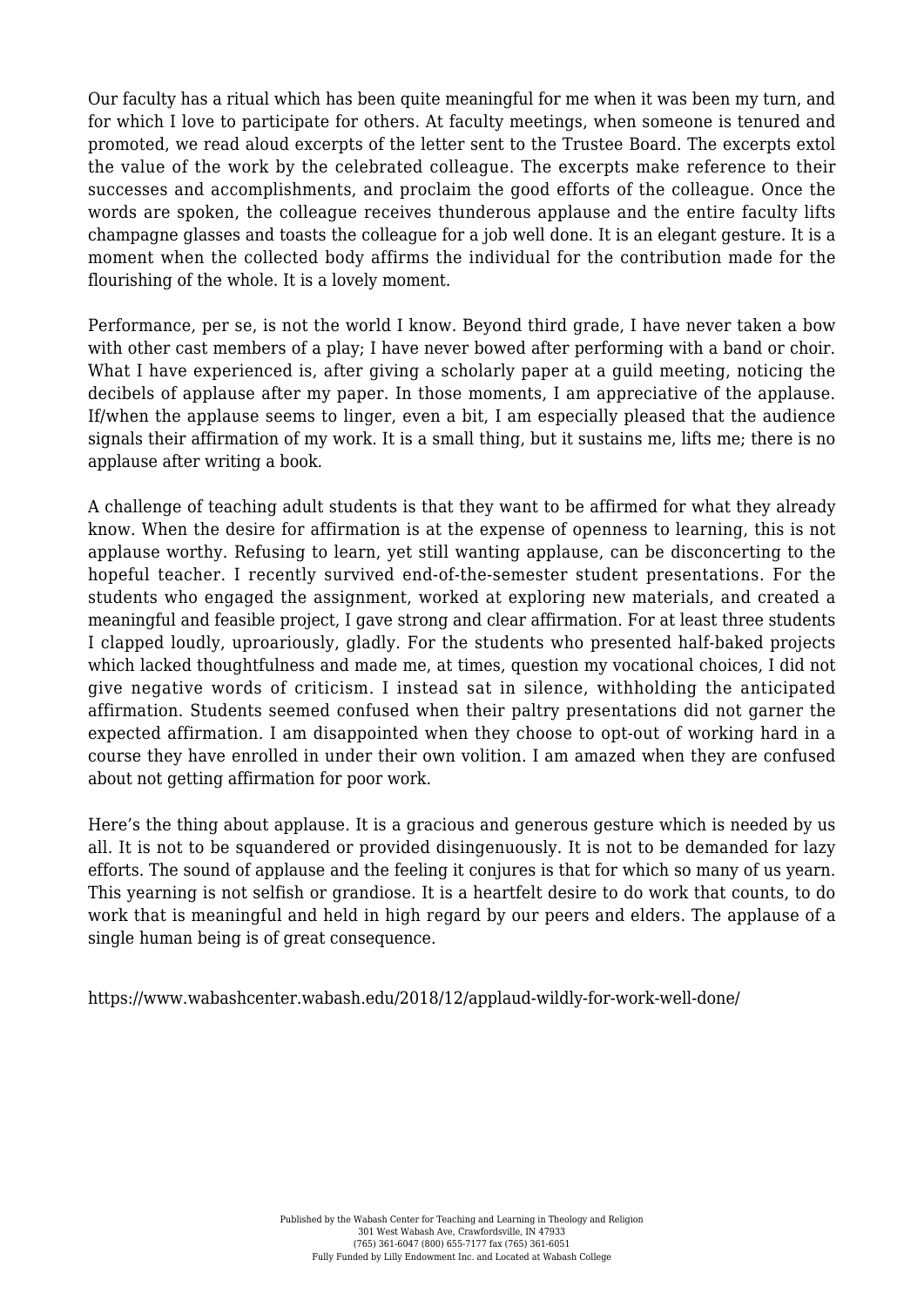Our faculty has a ritual which has been quite meaningful for me when it was been my turn, and for which I love to participate for others. At faculty meetings, when someone is tenured and promoted, we read aloud excerpts of the letter sent to the Trustee Board. The excerpts extol the value of the work by the celebrated colleague. The excerpts make reference to their successes and accomplishments, and proclaim the good efforts of the colleague. Once the words are spoken, the colleague receives thunderous applause and the entire faculty lifts champagne glasses and toasts the colleague for a job well done. It is an elegant gesture. It is a moment when the collected body affirms the individual for the contribution made for the flourishing of the whole. It is a lovely moment.

Performance, per se, is not the world I know. Beyond third grade, I have never taken a bow with other cast members of a play; I have never bowed after performing with a band or choir. What I have experienced is, after giving a scholarly paper at a guild meeting, noticing the decibels of applause after my paper. In those moments, I am appreciative of the applause. If/when the applause seems to linger, even a bit, I am especially pleased that the audience signals their affirmation of my work. It is a small thing, but it sustains me, lifts me; there is no applause after writing a book.

A challenge of teaching adult students is that they want to be affirmed for what they already know. When the desire for affirmation is at the expense of openness to learning, this is not applause worthy. Refusing to learn, yet still wanting applause, can be disconcerting to the hopeful teacher. I recently survived end-of-the-semester student presentations. For the students who engaged the assignment, worked at exploring new materials, and created a meaningful and feasible project, I gave strong and clear affirmation. For at least three students I clapped loudly, uproariously, gladly. For the students who presented half-baked projects which lacked thoughtfulness and made me, at times, question my vocational choices, I did not give negative words of criticism. I instead sat in silence, withholding the anticipated affirmation. Students seemed confused when their paltry presentations did not garner the expected affirmation. I am disappointed when they choose to opt-out of working hard in a course they have enrolled in under their own volition. I am amazed when they are confused about not getting affirmation for poor work.

Here's the thing about applause. It is a gracious and generous gesture which is needed by us all. It is not to be squandered or provided disingenuously. It is not to be demanded for lazy efforts. The sound of applause and the feeling it conjures is that for which so many of us yearn. This yearning is not selfish or grandiose. It is a heartfelt desire to do work that counts, to do work that is meaningful and held in high regard by our peers and elders. The applause of a single human being is of great consequence.

https://www.wabashcenter.wabash.edu/2018/12/applaud-wildly-for-work-well-done/